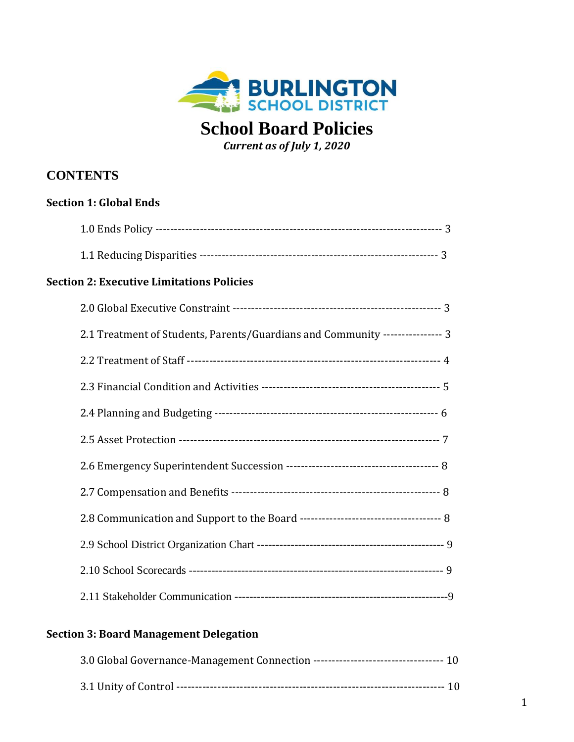BURLINGTON SCHOOL DISTRICT

# School Board Policies

*Current as of July 1, 2020*

## CONTENTS

### Section 1: Global Ends

1.0 Ends Policy ---------------------------------------------------------------------------- 3

1.1 Reducing Disparities --------------------------------------------------------------- 3

### Section 2: Executive Limitations Policies

2.0 Global Executive Constraint ------------------------------------------------------ 3

2.1 Treatment of Students, Parents/Guardians and Community --------------- 3

2.2 Treatment of Staff ------------------------------------------------------------------ 4

2.3 Financial Condition and Activities ----------------------------------------------- 5

2.4 Planning and Budgeting ----------------------------------------------------------- 6

2.5 Asset Protection -------------------------------------------------------------------- 7

2.6 Emergency Superintendent Succession --------------------------------------- 8

2.7 Compensation and Benefits ------------------------------------------------------ 8

2.8 Communication and Support to the Board ------------------------------------ 8

2.9 School District Organization Chart ---------------------------------------------- 9

2.10 School Scorecards ---------------------------------------------------------------- 9

2.11 Stakeholder Communication ---------------------------------------------------- 9

### Section 3: Board Management Delegation

3.0 Global Governance-Management Connection ------------------------------- 10

3.1 Unity of Control ---------------------------------------------------------------------- 10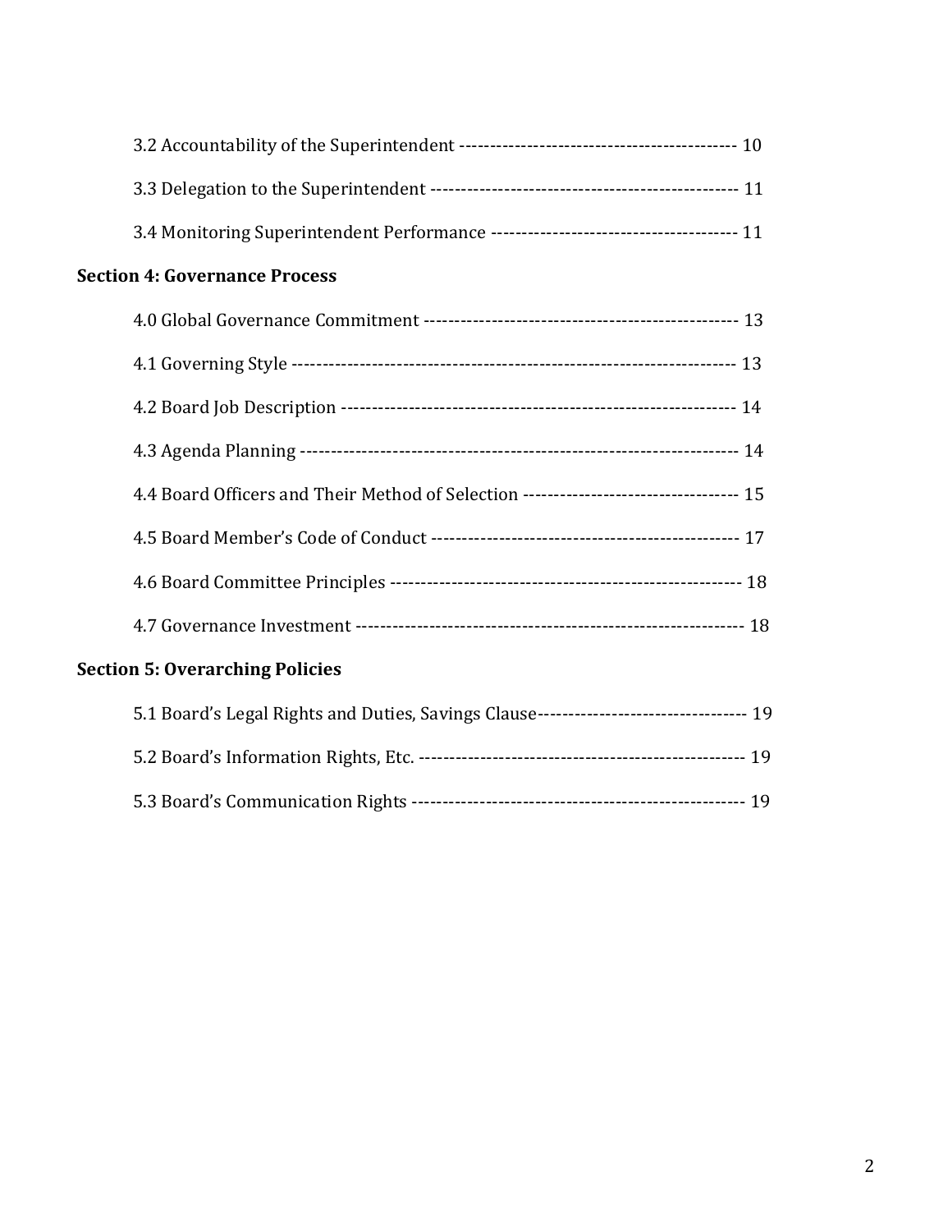3.2 Accountability of the Superintendent -------------------------------------------- 10

3.3 Delegation to the Superintendent ------------------------------------------------ 11

3.4 Monitoring Superintendent Performance --------------------------------------- 11

**Section 4: Governance Process**

4.0 Global Governance Commitment -------------------------------------------------- 13

4.1 Governing Style ------------------------------------------------------------------------ 13

4.2 Board Job Description --------------------------------------------------------------- 14

4.3 Agenda Planning --------------------------------------------------------------------- 14

4.4 Board Officers and Their Method of Selection ----------------------------------- 15

4.5 Board Member's Code of Conduct ------------------------------------------------- 17

4.6 Board Committee Principles -------------------------------------------------------- 18

4.7 Governance Investment -------------------------------------------------------------- 18

**Section 5: Overarching Policies**

5.1 Board's Legal Rights and Duties, Savings Clause---------------------------------- 19

5.2 Board's Information Rights, Etc. ---------------------------------------------------- 19

5.3 Board's Communication Rights ----------------------------------------------------- 19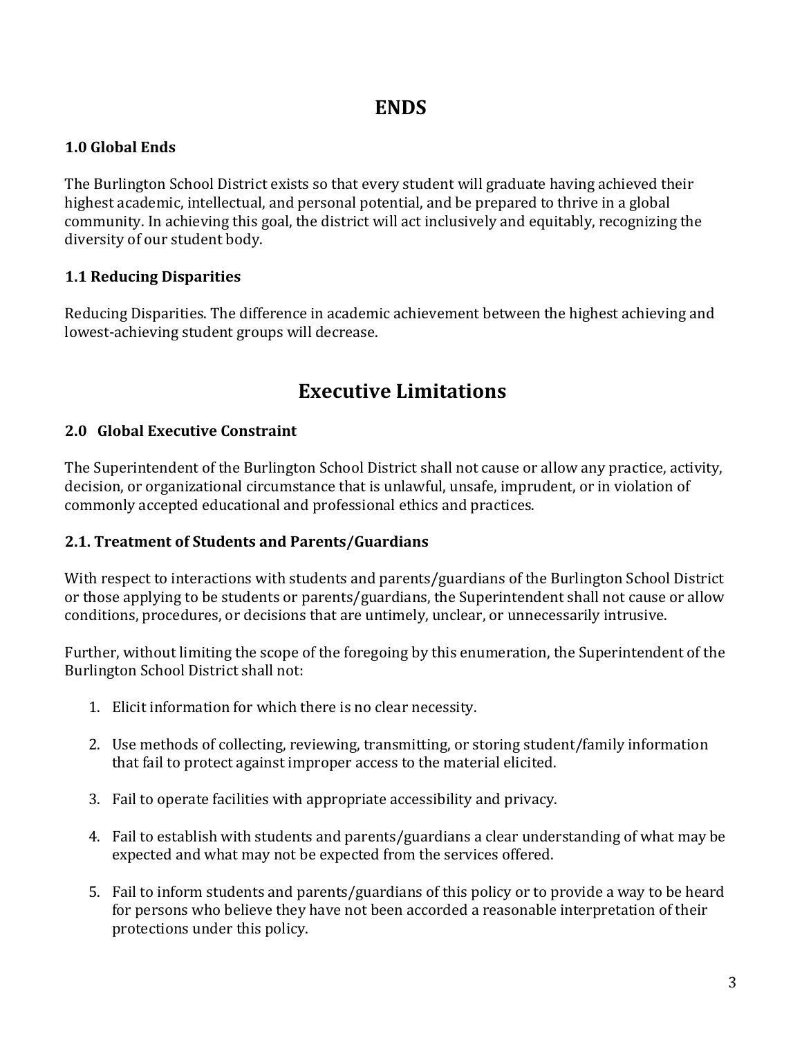# ENDS

### 1.0 Global Ends

The Burlington School District exists so that every student will graduate having achieved their highest academic, intellectual, and personal potential, and be prepared to thrive in a global community. In achieving this goal, the district will act inclusively and equitably, recognizing the diversity of our student body.

### 1.1 Reducing Disparities

Reducing Disparities. The difference in academic achievement between the highest achieving and lowest-achieving student groups will decrease.

# Executive Limitations

### 2.0 Global Executive Constraint

The Superintendent of the Burlington School District shall not cause or allow any practice, activity, decision, or organizational circumstance that is unlawful, unsafe, imprudent, or in violation of commonly accepted educational and professional ethics and practices.

### 2.1. Treatment of Students and Parents/Guardians

With respect to interactions with students and parents/guardians of the Burlington School District or those applying to be students or parents/guardians, the Superintendent shall not cause or allow conditions, procedures, or decisions that are untimely, unclear, or unnecessarily intrusive.

Further, without limiting the scope of the foregoing by this enumeration, the Superintendent of the Burlington School District shall not:

1. Elicit information for which there is no clear necessity.
2. Use methods of collecting, reviewing, transmitting, or storing student/family information that fail to protect against improper access to the material elicited.
3. Fail to operate facilities with appropriate accessibility and privacy.
4. Fail to establish with students and parents/guardians a clear understanding of what may be expected and what may not be expected from the services offered.
5. Fail to inform students and parents/guardians of this policy or to provide a way to be heard for persons who believe they have not been accorded a reasonable interpretation of their protections under this policy.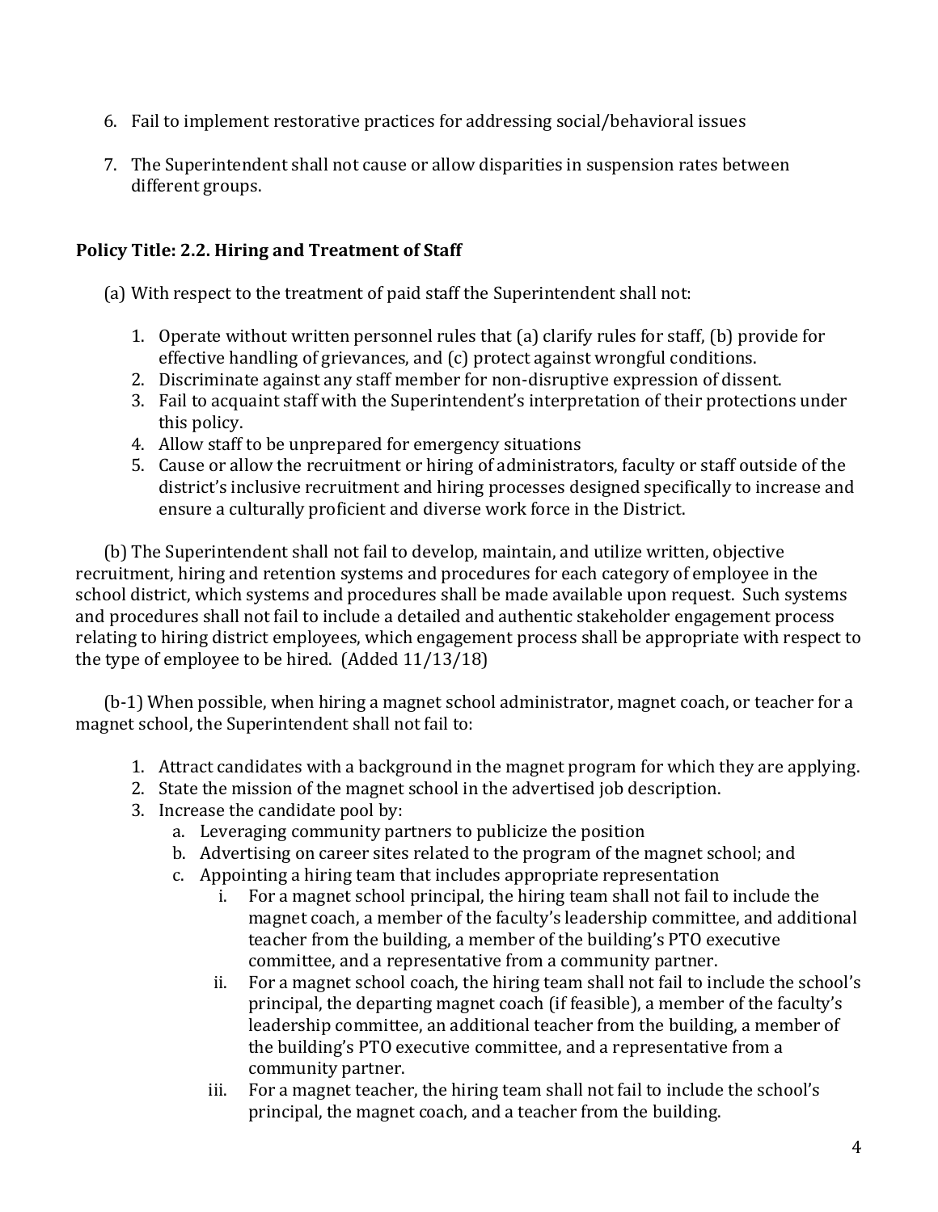6. Fail to implement restorative practices for addressing social/behavioral issues

7. The Superintendent shall not cause or allow disparities in suspension rates between different groups.

**Policy Title: 2.2. Hiring and Treatment of Staff**

(a) With respect to the treatment of paid staff the Superintendent shall not:

1. Operate without written personnel rules that (a) clarify rules for staff, (b) provide for effective handling of grievances, and (c) protect against wrongful conditions.
2. Discriminate against any staff member for non-disruptive expression of dissent.
3. Fail to acquaint staff with the Superintendent's interpretation of their protections under this policy.
4. Allow staff to be unprepared for emergency situations
5. Cause or allow the recruitment or hiring of administrators, faculty or staff outside of the district's inclusive recruitment and hiring processes designed specifically to increase and ensure a culturally proficient and diverse work force in the District.

(b) The Superintendent shall not fail to develop, maintain, and utilize written, objective recruitment, hiring and retention systems and procedures for each category of employee in the school district, which systems and procedures shall be made available upon request. Such systems and procedures shall not fail to include a detailed and authentic stakeholder engagement process relating to hiring district employees, which engagement process shall be appropriate with respect to the type of employee to be hired. (Added 11/13/18)

(b-1) When possible, when hiring a magnet school administrator, magnet coach, or teacher for a magnet school, the Superintendent shall not fail to:

1. Attract candidates with a background in the magnet program for which they are applying.
2. State the mission of the magnet school in the advertised job description.
3. Increase the candidate pool by:
   a. Leveraging community partners to publicize the position
   b. Advertising on career sites related to the program of the magnet school; and
   c. Appointing a hiring team that includes appropriate representation
      i. For a magnet school principal, the hiring team shall not fail to include the magnet coach, a member of the faculty's leadership committee, and additional teacher from the building, a member of the building's PTO executive committee, and a representative from a community partner.
      ii. For a magnet school coach, the hiring team shall not fail to include the school's principal, the departing magnet coach (if feasible), a member of the faculty's leadership committee, an additional teacher from the building, a member of the building's PTO executive committee, and a representative from a community partner.
      iii. For a magnet teacher, the hiring team shall not fail to include the school's principal, the magnet coach, and a teacher from the building.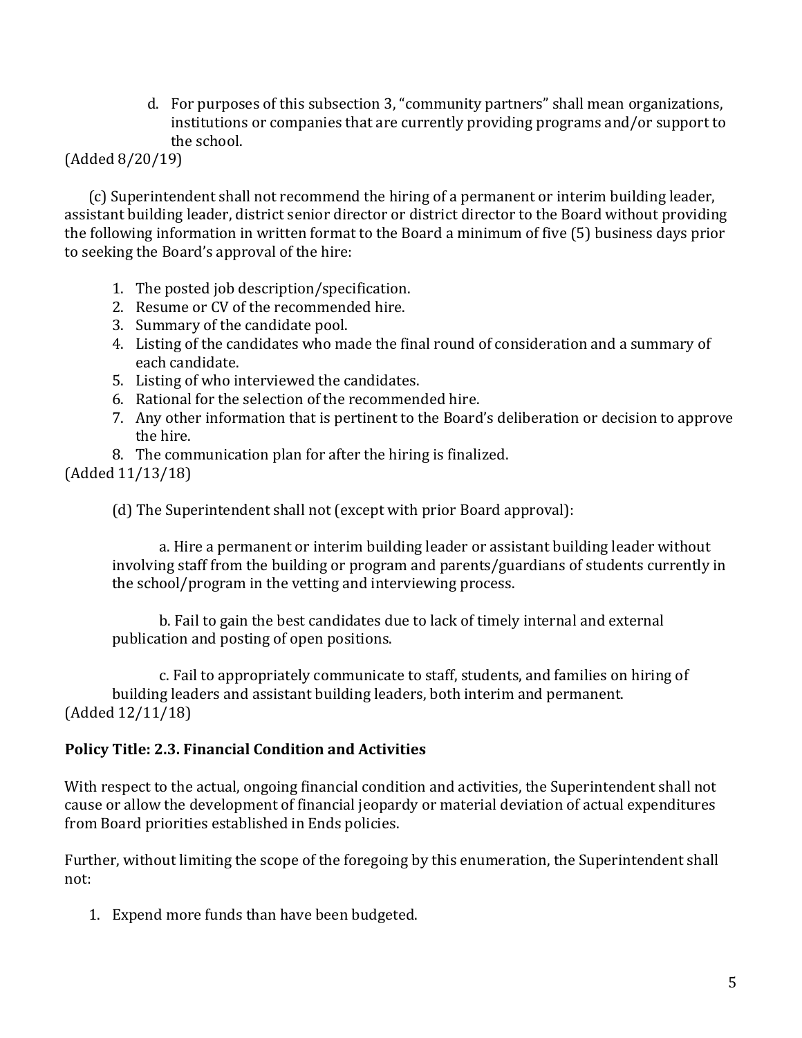d. For purposes of this subsection 3, "community partners" shall mean organizations, institutions or companies that are currently providing programs and/or support to the school.

(Added 8/20/19)

(c) Superintendent shall not recommend the hiring of a permanent or interim building leader, assistant building leader, district senior director or district director to the Board without providing the following information in written format to the Board a minimum of five (5) business days prior to seeking the Board's approval of the hire:

1. The posted job description/specification.
2. Resume or CV of the recommended hire.
3. Summary of the candidate pool.
4. Listing of the candidates who made the final round of consideration and a summary of each candidate.
5. Listing of who interviewed the candidates.
6. Rational for the selection of the recommended hire.
7. Any other information that is pertinent to the Board's deliberation or decision to approve the hire.
8. The communication plan for after the hiring is finalized.

(Added 11/13/18)

(d) The Superintendent shall not (except with prior Board approval):

a. Hire a permanent or interim building leader or assistant building leader without involving staff from the building or program and parents/guardians of students currently in the school/program in the vetting and interviewing process.

b. Fail to gain the best candidates due to lack of timely internal and external publication and posting of open positions.

c. Fail to appropriately communicate to staff, students, and families on hiring of building leaders and assistant building leaders, both interim and permanent.

(Added 12/11/18)

**Policy Title: 2.3. Financial Condition and Activities**

With respect to the actual, ongoing financial condition and activities, the Superintendent shall not cause or allow the development of financial jeopardy or material deviation of actual expenditures from Board priorities established in Ends policies.

Further, without limiting the scope of the foregoing by this enumeration, the Superintendent shall not:

1. Expend more funds than have been budgeted.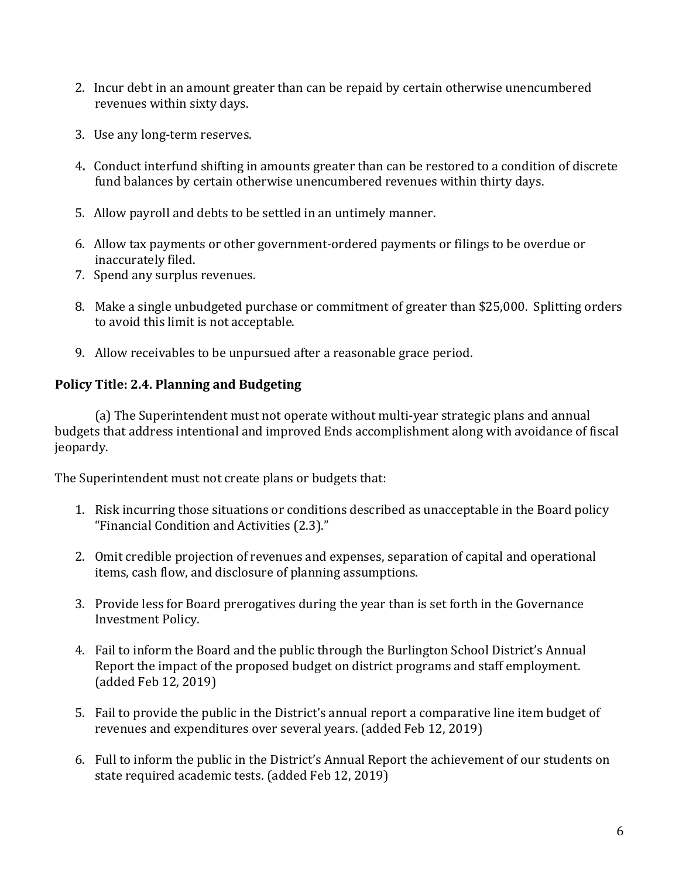2. Incur debt in an amount greater than can be repaid by certain otherwise unencumbered revenues within sixty days.

3. Use any long-term reserves.

4. Conduct interfund shifting in amounts greater than can be restored to a condition of discrete fund balances by certain otherwise unencumbered revenues within thirty days.

5. Allow payroll and debts to be settled in an untimely manner.

6. Allow tax payments or other government-ordered payments or filings to be overdue or inaccurately filed.
7. Spend any surplus revenues.

8. Make a single unbudgeted purchase or commitment of greater than $25,000. Splitting orders to avoid this limit is not acceptable.

9. Allow receivables to be unpursued after a reasonable grace period.

**Policy Title: 2.4. Planning and Budgeting**

(a) The Superintendent must not operate without multi-year strategic plans and annual budgets that address intentional and improved Ends accomplishment along with avoidance of fiscal jeopardy.

The Superintendent must not create plans or budgets that:

1. Risk incurring those situations or conditions described as unacceptable in the Board policy "Financial Condition and Activities (2.3)."

2. Omit credible projection of revenues and expenses, separation of capital and operational items, cash flow, and disclosure of planning assumptions.

3. Provide less for Board prerogatives during the year than is set forth in the Governance Investment Policy.

4. Fail to inform the Board and the public through the Burlington School District's Annual Report the impact of the proposed budget on district programs and staff employment. (added Feb 12, 2019)

5. Fail to provide the public in the District's annual report a comparative line item budget of revenues and expenditures over several years. (added Feb 12, 2019)

6. Full to inform the public in the District's Annual Report the achievement of our students on state required academic tests. (added Feb 12, 2019)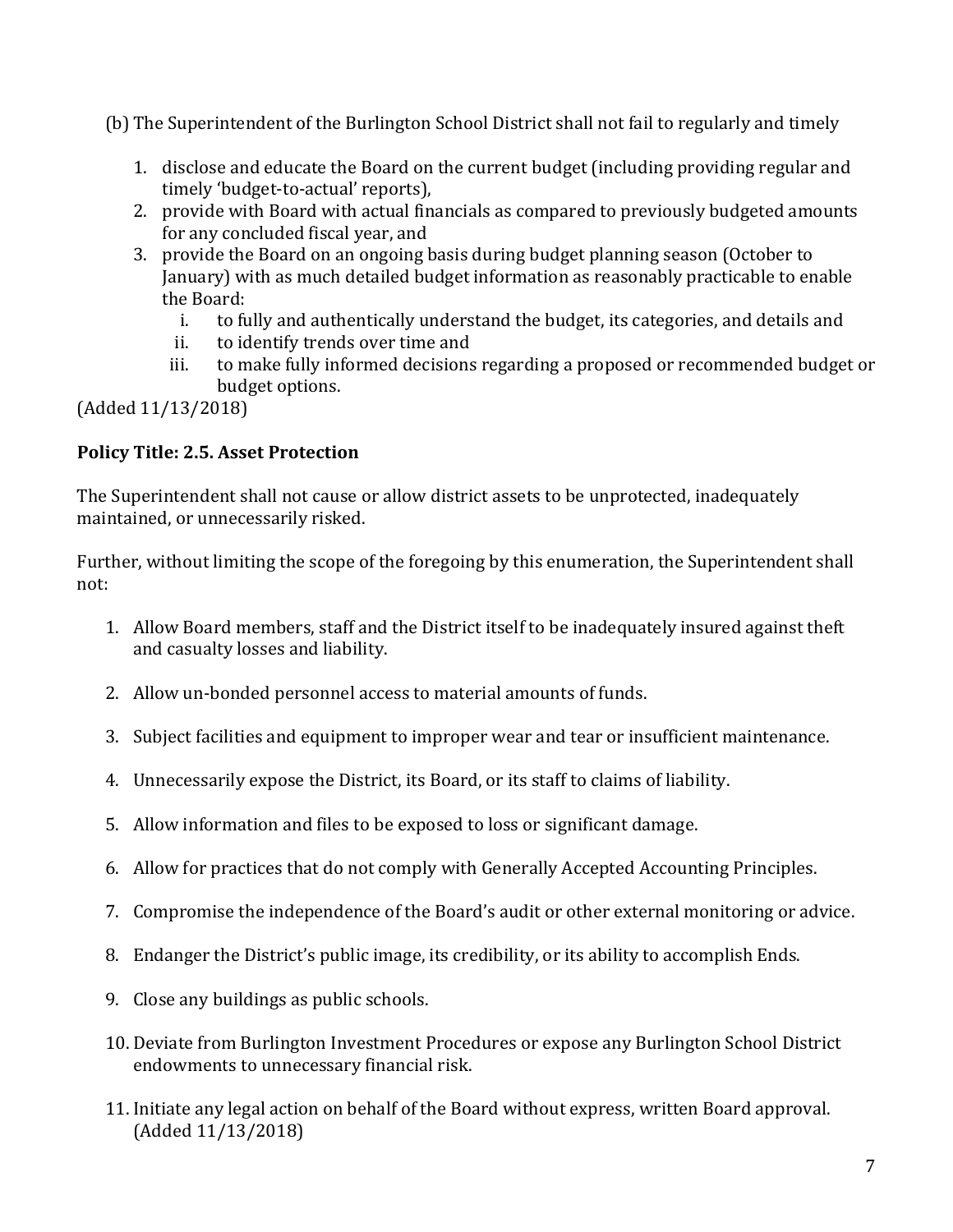(b) The Superintendent of the Burlington School District shall not fail to regularly and timely

1. disclose and educate the Board on the current budget (including providing regular and timely 'budget-to-actual' reports),
2. provide with Board with actual financials as compared to previously budgeted amounts for any concluded fiscal year, and
3. provide the Board on an ongoing basis during budget planning season (October to January) with as much detailed budget information as reasonably practicable to enable the Board:
   i. to fully and authentically understand the budget, its categories, and details and
   ii. to identify trends over time and
   iii. to make fully informed decisions regarding a proposed or recommended budget or budget options.

(Added 11/13/2018)

**Policy Title: 2.5. Asset Protection**

The Superintendent shall not cause or allow district assets to be unprotected, inadequately maintained, or unnecessarily risked.

Further, without limiting the scope of the foregoing by this enumeration, the Superintendent shall not:

1. Allow Board members, staff and the District itself to be inadequately insured against theft and casualty losses and liability.

2. Allow un-bonded personnel access to material amounts of funds.

3. Subject facilities and equipment to improper wear and tear or insufficient maintenance.

4. Unnecessarily expose the District, its Board, or its staff to claims of liability.

5. Allow information and files to be exposed to loss or significant damage.

6. Allow for practices that do not comply with Generally Accepted Accounting Principles.

7. Compromise the independence of the Board's audit or other external monitoring or advice.

8. Endanger the District's public image, its credibility, or its ability to accomplish Ends.

9. Close any buildings as public schools.

10. Deviate from Burlington Investment Procedures or expose any Burlington School District endowments to unnecessary financial risk.

11. Initiate any legal action on behalf of the Board without express, written Board approval. (Added 11/13/2018)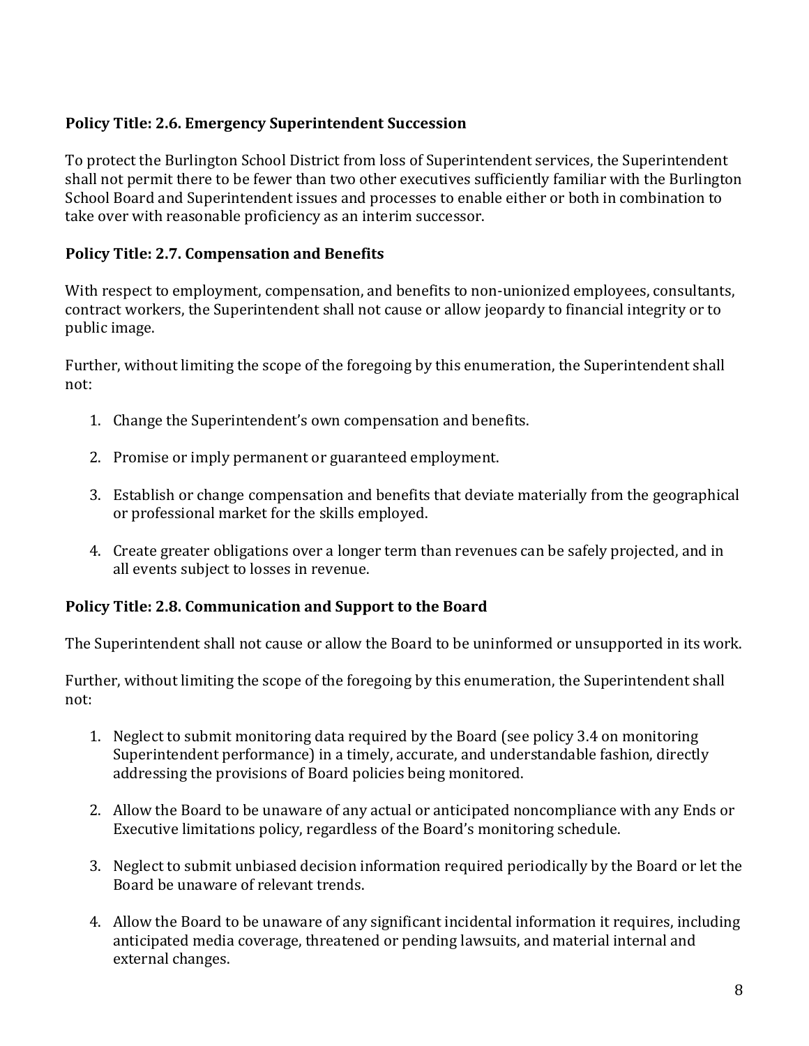**Policy Title: 2.6. Emergency Superintendent Succession**

To protect the Burlington School District from loss of Superintendent services, the Superintendent shall not permit there to be fewer than two other executives sufficiently familiar with the Burlington School Board and Superintendent issues and processes to enable either or both in combination to take over with reasonable proficiency as an interim successor.

**Policy Title: 2.7. Compensation and Benefits**

With respect to employment, compensation, and benefits to non-unionized employees, consultants, contract workers, the Superintendent shall not cause or allow jeopardy to financial integrity or to public image.

Further, without limiting the scope of the foregoing by this enumeration, the Superintendent shall not:

1. Change the Superintendent's own compensation and benefits.

2. Promise or imply permanent or guaranteed employment.

3. Establish or change compensation and benefits that deviate materially from the geographical or professional market for the skills employed.

4. Create greater obligations over a longer term than revenues can be safely projected, and in all events subject to losses in revenue.

**Policy Title: 2.8. Communication and Support to the Board**

The Superintendent shall not cause or allow the Board to be uninformed or unsupported in its work.

Further, without limiting the scope of the foregoing by this enumeration, the Superintendent shall not:

1. Neglect to submit monitoring data required by the Board (see policy 3.4 on monitoring Superintendent performance) in a timely, accurate, and understandable fashion, directly addressing the provisions of Board policies being monitored.

2. Allow the Board to be unaware of any actual or anticipated noncompliance with any Ends or Executive limitations policy, regardless of the Board's monitoring schedule.

3. Neglect to submit unbiased decision information required periodically by the Board or let the Board be unaware of relevant trends.

4. Allow the Board to be unaware of any significant incidental information it requires, including anticipated media coverage, threatened or pending lawsuits, and material internal and external changes.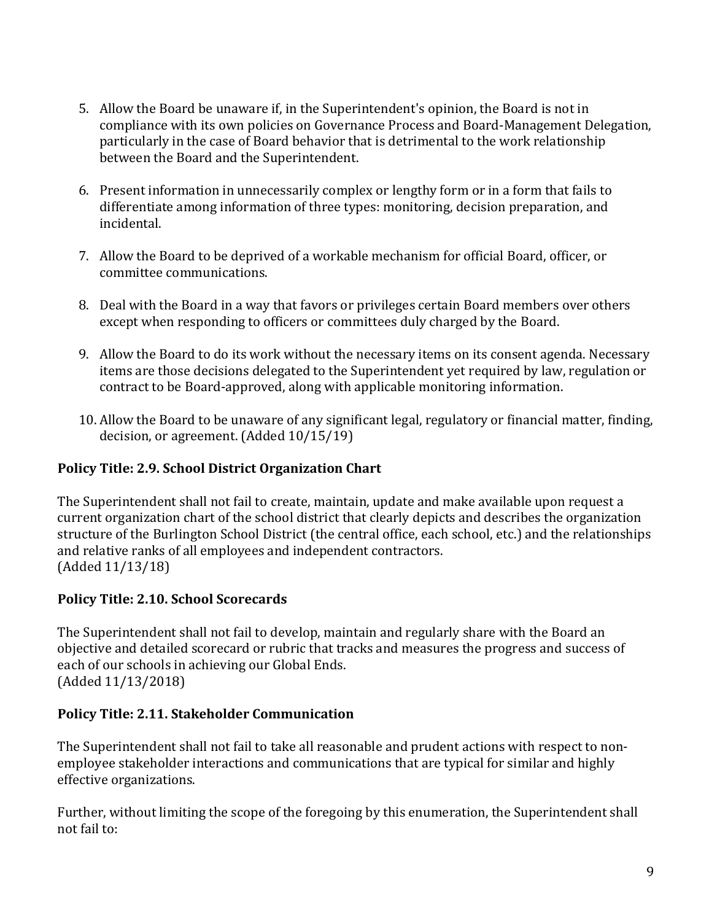5. Allow the Board be unaware if, in the Superintendent's opinion, the Board is not in compliance with its own policies on Governance Process and Board-Management Delegation, particularly in the case of Board behavior that is detrimental to the work relationship between the Board and the Superintendent.

6. Present information in unnecessarily complex or lengthy form or in a form that fails to differentiate among information of three types: monitoring, decision preparation, and incidental.

7. Allow the Board to be deprived of a workable mechanism for official Board, officer, or committee communications.

8. Deal with the Board in a way that favors or privileges certain Board members over others except when responding to officers or committees duly charged by the Board.

9. Allow the Board to do its work without the necessary items on its consent agenda. Necessary items are those decisions delegated to the Superintendent yet required by law, regulation or contract to be Board-approved, along with applicable monitoring information.

10. Allow the Board to be unaware of any significant legal, regulatory or financial matter, finding, decision, or agreement. (Added 10/15/19)

**Policy Title: 2.9. School District Organization Chart**

The Superintendent shall not fail to create, maintain, update and make available upon request a current organization chart of the school district that clearly depicts and describes the organization structure of the Burlington School District (the central office, each school, etc.) and the relationships and relative ranks of all employees and independent contractors.
(Added 11/13/18)

**Policy Title: 2.10. School Scorecards**

The Superintendent shall not fail to develop, maintain and regularly share with the Board an objective and detailed scorecard or rubric that tracks and measures the progress and success of each of our schools in achieving our Global Ends.
(Added 11/13/2018)

**Policy Title: 2.11. Stakeholder Communication**

The Superintendent shall not fail to take all reasonable and prudent actions with respect to non-employee stakeholder interactions and communications that are typical for similar and highly effective organizations.

Further, without limiting the scope of the foregoing by this enumeration, the Superintendent shall not fail to: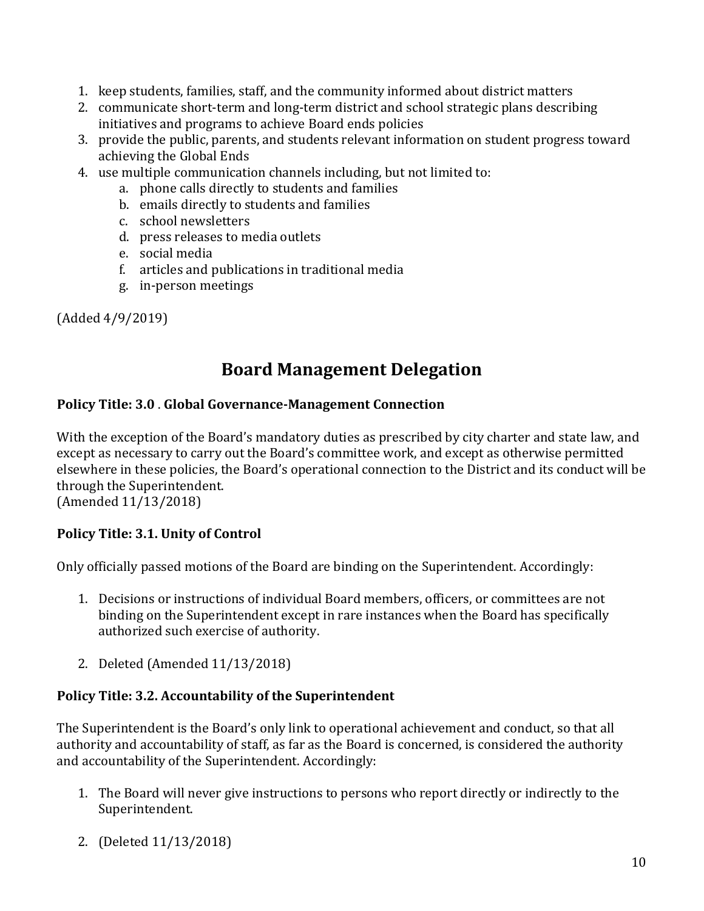1. keep students, families, staff, and the community informed about district matters
2. communicate short-term and long-term district and school strategic plans describing initiatives and programs to achieve Board ends policies
3. provide the public, parents, and students relevant information on student progress toward achieving the Global Ends
4. use multiple communication channels including, but not limited to:
    a. phone calls directly to students and families
    b. emails directly to students and families
    c. school newsletters
    d. press releases to media outlets
    e. social media
    f. articles and publications in traditional media
    g. in-person meetings

(Added 4/9/2019)

# Board Management Delegation

**Policy Title: 3.0 . Global Governance-Management Connection**

With the exception of the Board's mandatory duties as prescribed by city charter and state law, and except as necessary to carry out the Board's committee work, and except as otherwise permitted elsewhere in these policies, the Board's operational connection to the District and its conduct will be through the Superintendent.
(Amended 11/13/2018)

**Policy Title: 3.1. Unity of Control**

Only officially passed motions of the Board are binding on the Superintendent. Accordingly:

1. Decisions or instructions of individual Board members, officers, or committees are not binding on the Superintendent except in rare instances when the Board has specifically authorized such exercise of authority.

2. Deleted (Amended 11/13/2018)

**Policy Title: 3.2. Accountability of the Superintendent**

The Superintendent is the Board's only link to operational achievement and conduct, so that all authority and accountability of staff, as far as the Board is concerned, is considered the authority and accountability of the Superintendent. Accordingly:

1. The Board will never give instructions to persons who report directly or indirectly to the Superintendent.

2. (Deleted 11/13/2018)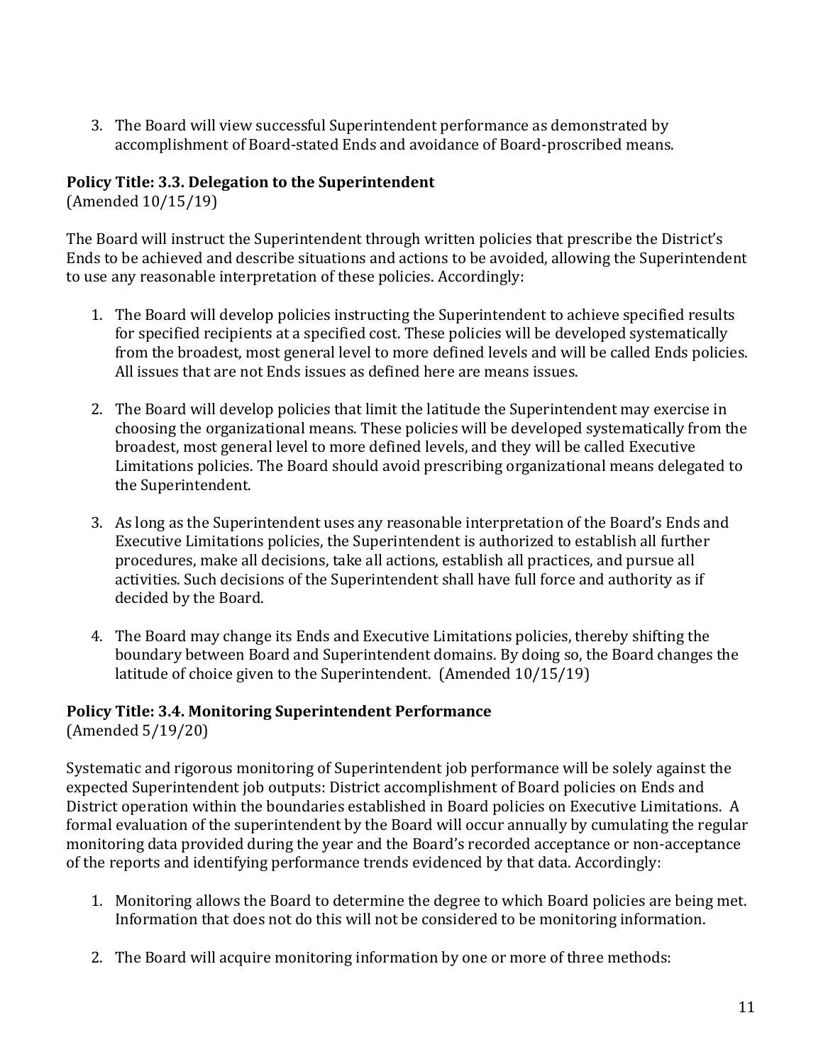3. The Board will view successful Superintendent performance as demonstrated by accomplishment of Board-stated Ends and avoidance of Board-proscribed means.

**Policy Title: 3.3. Delegation to the Superintendent**
(Amended 10/15/19)

The Board will instruct the Superintendent through written policies that prescribe the District's Ends to be achieved and describe situations and actions to be avoided, allowing the Superintendent to use any reasonable interpretation of these policies. Accordingly:

1. The Board will develop policies instructing the Superintendent to achieve specified results for specified recipients at a specified cost. These policies will be developed systematically from the broadest, most general level to more defined levels and will be called Ends policies. All issues that are not Ends issues as defined here are means issues.

2. The Board will develop policies that limit the latitude the Superintendent may exercise in choosing the organizational means. These policies will be developed systematically from the broadest, most general level to more defined levels, and they will be called Executive Limitations policies. The Board should avoid prescribing organizational means delegated to the Superintendent.

3. As long as the Superintendent uses any reasonable interpretation of the Board's Ends and Executive Limitations policies, the Superintendent is authorized to establish all further procedures, make all decisions, take all actions, establish all practices, and pursue all activities. Such decisions of the Superintendent shall have full force and authority as if decided by the Board.

4. The Board may change its Ends and Executive Limitations policies, thereby shifting the boundary between Board and Superintendent domains. By doing so, the Board changes the latitude of choice given to the Superintendent. (Amended 10/15/19)

**Policy Title: 3.4. Monitoring Superintendent Performance**
(Amended 5/19/20)

Systematic and rigorous monitoring of Superintendent job performance will be solely against the expected Superintendent job outputs: District accomplishment of Board policies on Ends and District operation within the boundaries established in Board policies on Executive Limitations. A formal evaluation of the superintendent by the Board will occur annually by cumulating the regular monitoring data provided during the year and the Board's recorded acceptance or non-acceptance of the reports and identifying performance trends evidenced by that data. Accordingly:

1. Monitoring allows the Board to determine the degree to which Board policies are being met. Information that does not do this will not be considered to be monitoring information.

2. The Board will acquire monitoring information by one or more of three methods: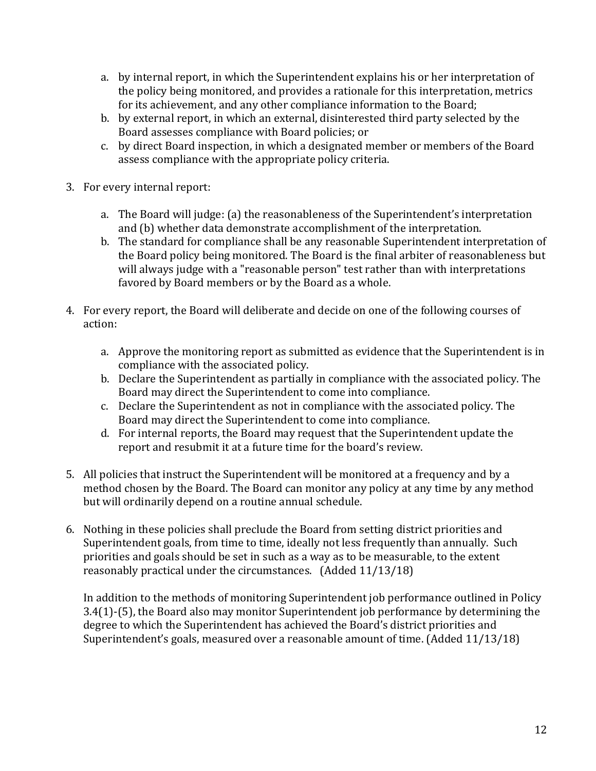a. by internal report, in which the Superintendent explains his or her interpretation of the policy being monitored, and provides a rationale for this interpretation, metrics for its achievement, and any other compliance information to the Board;
   b. by external report, in which an external, disinterested third party selected by the Board assesses compliance with Board policies; or
   c. by direct Board inspection, in which a designated member or members of the Board assess compliance with the appropriate policy criteria.

3. For every internal report:

   a. The Board will judge: (a) the reasonableness of the Superintendent's interpretation and (b) whether data demonstrate accomplishment of the interpretation.
   b. The standard for compliance shall be any reasonable Superintendent interpretation of the Board policy being monitored. The Board is the final arbiter of reasonableness but will always judge with a "reasonable person" test rather than with interpretations favored by Board members or by the Board as a whole.

4. For every report, the Board will deliberate and decide on one of the following courses of action:

   a. Approve the monitoring report as submitted as evidence that the Superintendent is in compliance with the associated policy.
   b. Declare the Superintendent as partially in compliance with the associated policy. The Board may direct the Superintendent to come into compliance.
   c. Declare the Superintendent as not in compliance with the associated policy. The Board may direct the Superintendent to come into compliance.
   d. For internal reports, the Board may request that the Superintendent update the report and resubmit it at a future time for the board's review.

5. All policies that instruct the Superintendent will be monitored at a frequency and by a method chosen by the Board. The Board can monitor any policy at any time by any method but will ordinarily depend on a routine annual schedule.

6. Nothing in these policies shall preclude the Board from setting district priorities and Superintendent goals, from time to time, ideally not less frequently than annually. Such priorities and goals should be set in such as a way as to be measurable, to the extent reasonably practical under the circumstances. (Added 11/13/18)

   In addition to the methods of monitoring Superintendent job performance outlined in Policy 3.4(1)-(5), the Board also may monitor Superintendent job performance by determining the degree to which the Superintendent has achieved the Board's district priorities and Superintendent's goals, measured over a reasonable amount of time. (Added 11/13/18)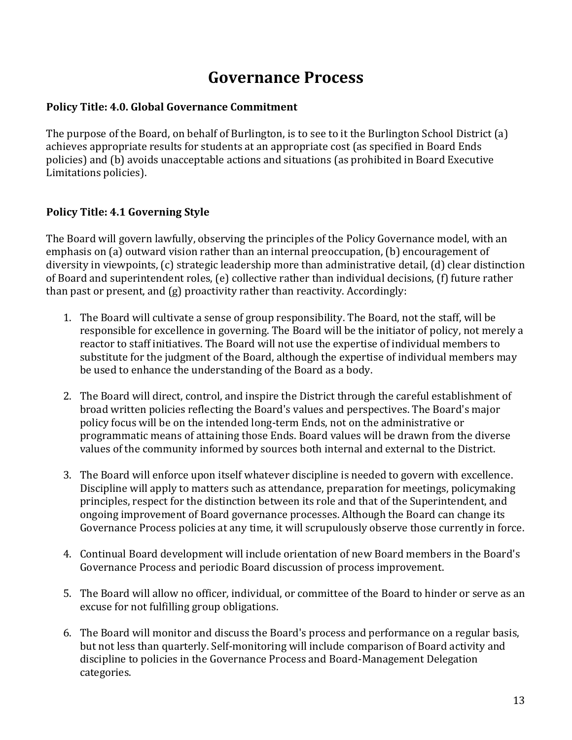# Governance Process

**Policy Title: 4.0. Global Governance Commitment**

The purpose of the Board, on behalf of Burlington, is to see to it the Burlington School District (a) achieves appropriate results for students at an appropriate cost (as specified in Board Ends policies) and (b) avoids unacceptable actions and situations (as prohibited in Board Executive Limitations policies).

**Policy Title: 4.1 Governing Style**

The Board will govern lawfully, observing the principles of the Policy Governance model, with an emphasis on (a) outward vision rather than an internal preoccupation, (b) encouragement of diversity in viewpoints, (c) strategic leadership more than administrative detail, (d) clear distinction of Board and superintendent roles, (e) collective rather than individual decisions, (f) future rather than past or present, and (g) proactivity rather than reactivity. Accordingly:

1. The Board will cultivate a sense of group responsibility. The Board, not the staff, will be responsible for excellence in governing. The Board will be the initiator of policy, not merely a reactor to staff initiatives. The Board will not use the expertise of individual members to substitute for the judgment of the Board, although the expertise of individual members may be used to enhance the understanding of the Board as a body.

2. The Board will direct, control, and inspire the District through the careful establishment of broad written policies reflecting the Board's values and perspectives. The Board's major policy focus will be on the intended long-term Ends, not on the administrative or programmatic means of attaining those Ends. Board values will be drawn from the diverse values of the community informed by sources both internal and external to the District.

3. The Board will enforce upon itself whatever discipline is needed to govern with excellence. Discipline will apply to matters such as attendance, preparation for meetings, policymaking principles, respect for the distinction between its role and that of the Superintendent, and ongoing improvement of Board governance processes. Although the Board can change its Governance Process policies at any time, it will scrupulously observe those currently in force.

4. Continual Board development will include orientation of new Board members in the Board's Governance Process and periodic Board discussion of process improvement.

5. The Board will allow no officer, individual, or committee of the Board to hinder or serve as an excuse for not fulfilling group obligations.

6. The Board will monitor and discuss the Board's process and performance on a regular basis, but not less than quarterly. Self-monitoring will include comparison of Board activity and discipline to policies in the Governance Process and Board-Management Delegation categories.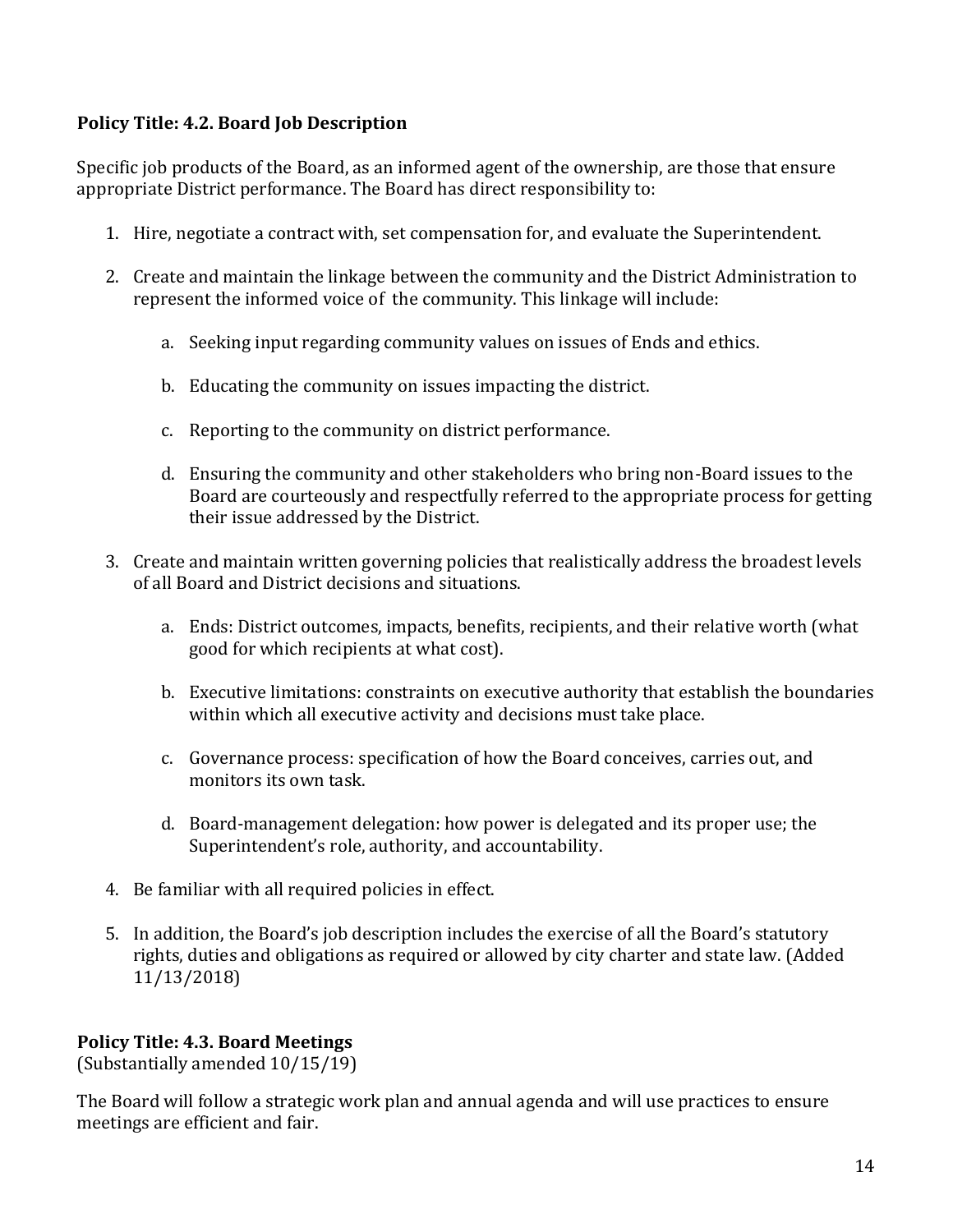**Policy Title: 4.2. Board Job Description**

Specific job products of the Board, as an informed agent of the ownership, are those that ensure appropriate District performance. The Board has direct responsibility to:

1. Hire, negotiate a contract with, set compensation for, and evaluate the Superintendent.

2. Create and maintain the linkage between the community and the District Administration to represent the informed voice of the community. This linkage will include:

    a. Seeking input regarding community values on issues of Ends and ethics.

    b. Educating the community on issues impacting the district.

    c. Reporting to the community on district performance.

    d. Ensuring the community and other stakeholders who bring non-Board issues to the Board are courteously and respectfully referred to the appropriate process for getting their issue addressed by the District.

3. Create and maintain written governing policies that realistically address the broadest levels of all Board and District decisions and situations.

    a. Ends: District outcomes, impacts, benefits, recipients, and their relative worth (what good for which recipients at what cost).

    b. Executive limitations: constraints on executive authority that establish the boundaries within which all executive activity and decisions must take place.

    c. Governance process: specification of how the Board conceives, carries out, and monitors its own task.

    d. Board-management delegation: how power is delegated and its proper use; the Superintendent's role, authority, and accountability.

4. Be familiar with all required policies in effect.

5. In addition, the Board's job description includes the exercise of all the Board's statutory rights, duties and obligations as required or allowed by city charter and state law. (Added 11/13/2018)

**Policy Title: 4.3. Board Meetings**
(Substantially amended 10/15/19)

The Board will follow a strategic work plan and annual agenda and will use practices to ensure meetings are efficient and fair.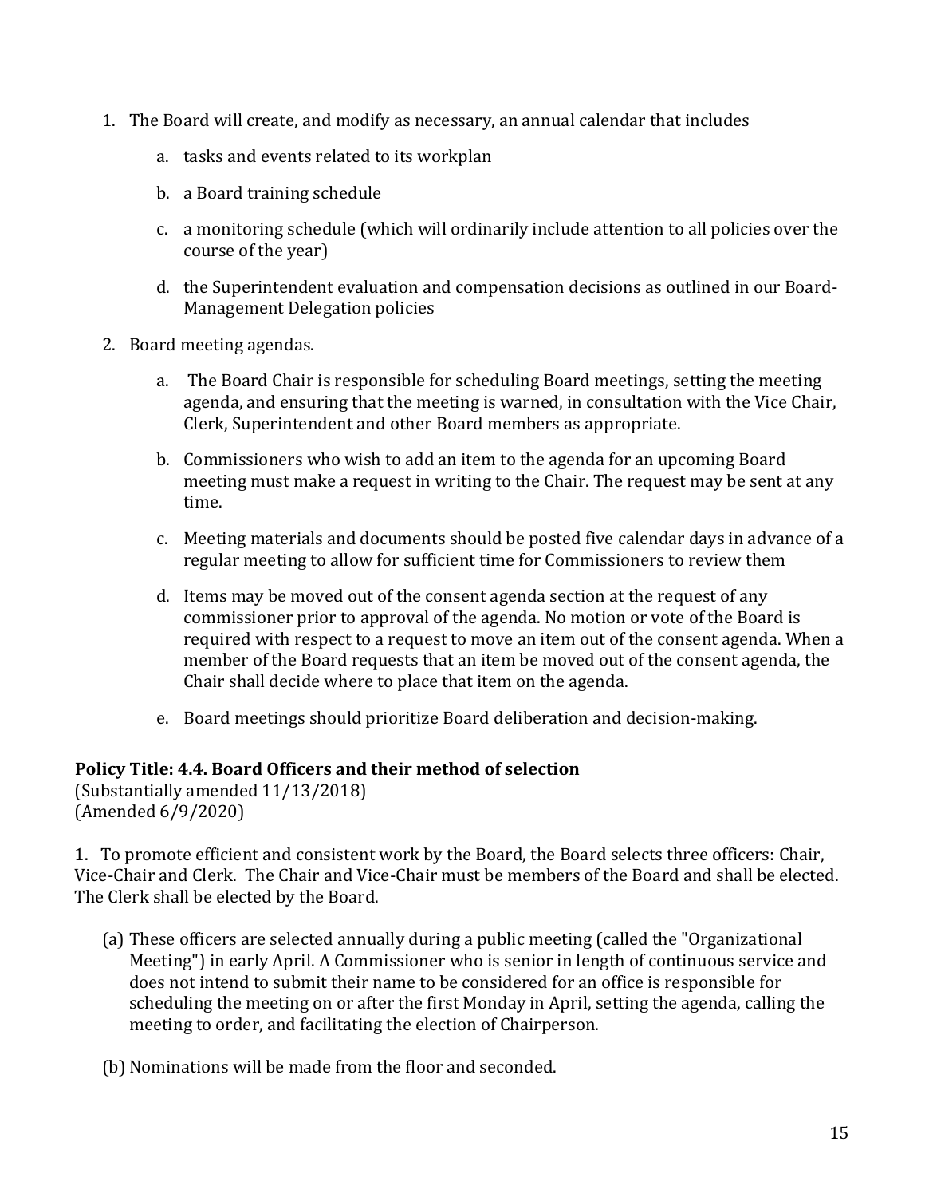1. The Board will create, and modify as necessary, an annual calendar that includes

    a. tasks and events related to its workplan

    b. a Board training schedule

    c. a monitoring schedule (which will ordinarily include attention to all policies over the course of the year)

    d. the Superintendent evaluation and compensation decisions as outlined in our Board-Management Delegation policies

2. Board meeting agendas.

    a. The Board Chair is responsible for scheduling Board meetings, setting the meeting agenda, and ensuring that the meeting is warned, in consultation with the Vice Chair, Clerk, Superintendent and other Board members as appropriate.

    b. Commissioners who wish to add an item to the agenda for an upcoming Board meeting must make a request in writing to the Chair. The request may be sent at any time.

    c. Meeting materials and documents should be posted five calendar days in advance of a regular meeting to allow for sufficient time for Commissioners to review them

    d. Items may be moved out of the consent agenda section at the request of any commissioner prior to approval of the agenda. No motion or vote of the Board is required with respect to a request to move an item out of the consent agenda. When a member of the Board requests that an item be moved out of the consent agenda, the Chair shall decide where to place that item on the agenda.

    e. Board meetings should prioritize Board deliberation and decision-making.

**Policy Title: 4.4. Board Officers and their method of selection**
(Substantially amended 11/13/2018)
(Amended 6/9/2020)

1. To promote efficient and consistent work by the Board, the Board selects three officers: Chair, Vice-Chair and Clerk. The Chair and Vice-Chair must be members of the Board and shall be elected. The Clerk shall be elected by the Board.

    (a) These officers are selected annually during a public meeting (called the "Organizational Meeting") in early April. A Commissioner who is senior in length of continuous service and does not intend to submit their name to be considered for an office is responsible for scheduling the meeting on or after the first Monday in April, setting the agenda, calling the meeting to order, and facilitating the election of Chairperson.

    (b) Nominations will be made from the floor and seconded.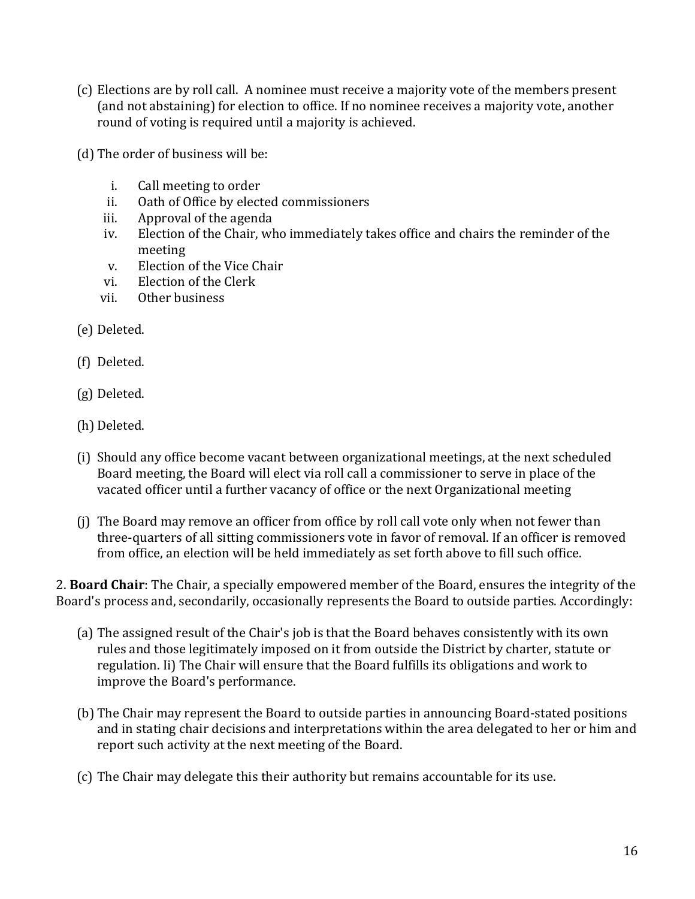(c) Elections are by roll call. A nominee must receive a majority vote of the members present (and not abstaining) for election to office. If no nominee receives a majority vote, another round of voting is required until a majority is achieved.

(d) The order of business will be:

i. Call meeting to order
ii. Oath of Office by elected commissioners
iii. Approval of the agenda
iv. Election of the Chair, who immediately takes office and chairs the reminder of the meeting
v. Election of the Vice Chair
vi. Election of the Clerk
vii. Other business

(e) Deleted.

(f) Deleted.

(g) Deleted.

(h) Deleted.

(i) Should any office become vacant between organizational meetings, at the next scheduled Board meeting, the Board will elect via roll call a commissioner to serve in place of the vacated officer until a further vacancy of office or the next Organizational meeting

(j) The Board may remove an officer from office by roll call vote only when not fewer than three-quarters of all sitting commissioners vote in favor of removal. If an officer is removed from office, an election will be held immediately as set forth above to fill such office.

2. **Board Chair**: The Chair, a specially empowered member of the Board, ensures the integrity of the Board's process and, secondarily, occasionally represents the Board to outside parties. Accordingly:

(a) The assigned result of the Chair's job is that the Board behaves consistently with its own rules and those legitimately imposed on it from outside the District by charter, statute or regulation. Ii) The Chair will ensure that the Board fulfills its obligations and work to improve the Board's performance.

(b) The Chair may represent the Board to outside parties in announcing Board-stated positions and in stating chair decisions and interpretations within the area delegated to her or him and report such activity at the next meeting of the Board.

(c) The Chair may delegate this their authority but remains accountable for its use.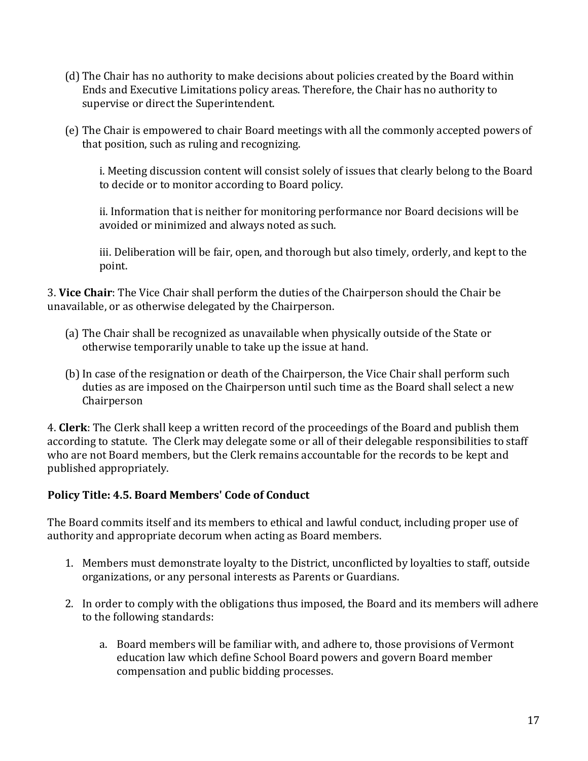(d) The Chair has no authority to make decisions about policies created by the Board within Ends and Executive Limitations policy areas. Therefore, the Chair has no authority to supervise or direct the Superintendent.

(e) The Chair is empowered to chair Board meetings with all the commonly accepted powers of that position, such as ruling and recognizing.

i. Meeting discussion content will consist solely of issues that clearly belong to the Board to decide or to monitor according to Board policy.

ii. Information that is neither for monitoring performance nor Board decisions will be avoided or minimized and always noted as such.

iii. Deliberation will be fair, open, and thorough but also timely, orderly, and kept to the point.

3. **Vice Chair**: The Vice Chair shall perform the duties of the Chairperson should the Chair be unavailable, or as otherwise delegated by the Chairperson.

(a) The Chair shall be recognized as unavailable when physically outside of the State or otherwise temporarily unable to take up the issue at hand.

(b) In case of the resignation or death of the Chairperson, the Vice Chair shall perform such duties as are imposed on the Chairperson until such time as the Board shall select a new Chairperson

4. **Clerk**: The Clerk shall keep a written record of the proceedings of the Board and publish them according to statute. The Clerk may delegate some or all of their delegable responsibilities to staff who are not Board members, but the Clerk remains accountable for the records to be kept and published appropriately.

### Policy Title: 4.5. Board Members' Code of Conduct

The Board commits itself and its members to ethical and lawful conduct, including proper use of authority and appropriate decorum when acting as Board members.

1. Members must demonstrate loyalty to the District, unconflicted by loyalties to staff, outside organizations, or any personal interests as Parents or Guardians.

2. In order to comply with the obligations thus imposed, the Board and its members will adhere to the following standards:

   a. Board members will be familiar with, and adhere to, those provisions of Vermont education law which define School Board powers and govern Board member compensation and public bidding processes.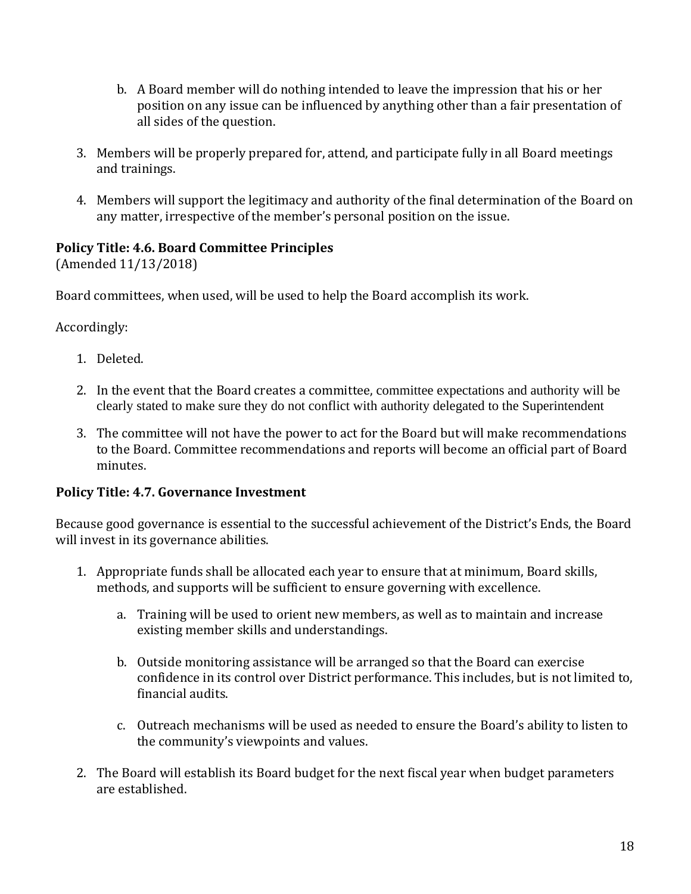b. A Board member will do nothing intended to leave the impression that his or her position on any issue can be influenced by anything other than a fair presentation of all sides of the question.

3. Members will be properly prepared for, attend, and participate fully in all Board meetings and trainings.

4. Members will support the legitimacy and authority of the final determination of the Board on any matter, irrespective of the member's personal position on the issue.

**Policy Title: 4.6. Board Committee Principles**
(Amended 11/13/2018)

Board committees, when used, will be used to help the Board accomplish its work.

Accordingly:

1. Deleted.

2. In the event that the Board creates a committee, committee expectations and authority will be clearly stated to make sure they do not conflict with authority delegated to the Superintendent

3. The committee will not have the power to act for the Board but will make recommendations to the Board. Committee recommendations and reports will become an official part of Board minutes.

**Policy Title: 4.7. Governance Investment**

Because good governance is essential to the successful achievement of the District's Ends, the Board will invest in its governance abilities.

1. Appropriate funds shall be allocated each year to ensure that at minimum, Board skills, methods, and supports will be sufficient to ensure governing with excellence.

   a. Training will be used to orient new members, as well as to maintain and increase existing member skills and understandings.

   b. Outside monitoring assistance will be arranged so that the Board can exercise confidence in its control over District performance. This includes, but is not limited to, financial audits.

   c. Outreach mechanisms will be used as needed to ensure the Board's ability to listen to the community's viewpoints and values.

2. The Board will establish its Board budget for the next fiscal year when budget parameters are established.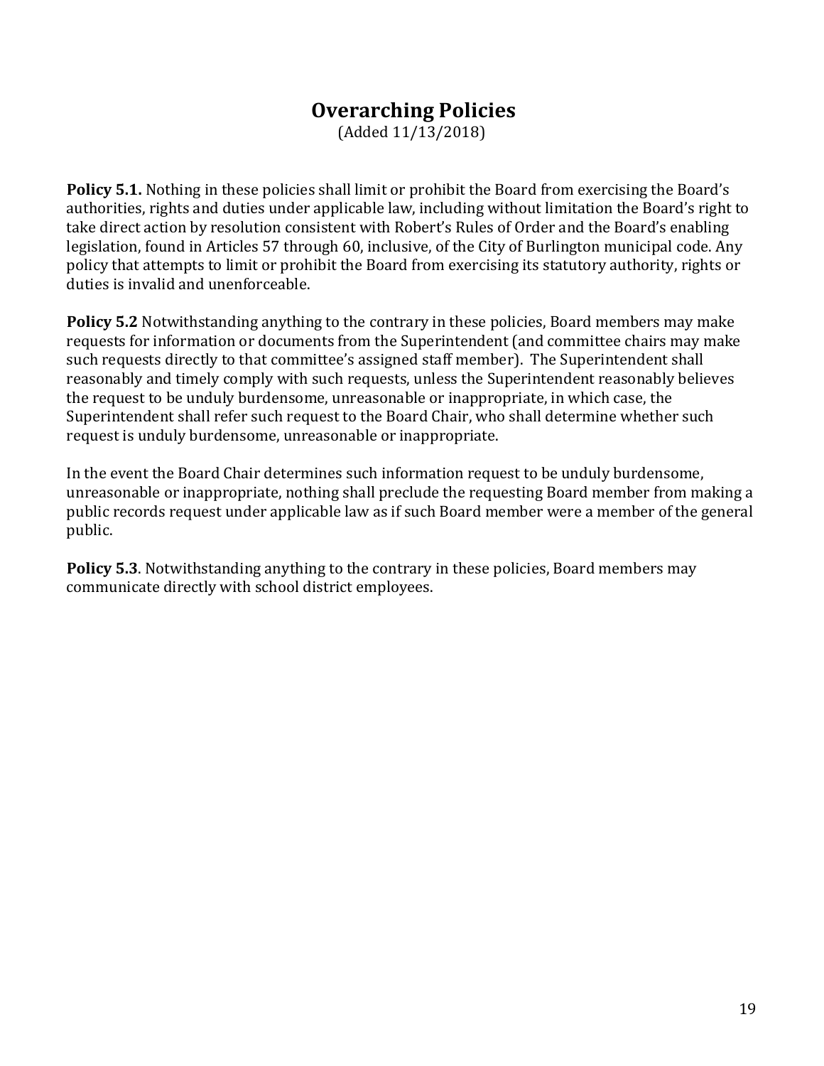# Overarching Policies

(Added 11/13/2018)

**Policy 5.1.** Nothing in these policies shall limit or prohibit the Board from exercising the Board's authorities, rights and duties under applicable law, including without limitation the Board's right to take direct action by resolution consistent with Robert's Rules of Order and the Board's enabling legislation, found in Articles 57 through 60, inclusive, of the City of Burlington municipal code. Any policy that attempts to limit or prohibit the Board from exercising its statutory authority, rights or duties is invalid and unenforceable.

**Policy 5.2** Notwithstanding anything to the contrary in these policies, Board members may make requests for information or documents from the Superintendent (and committee chairs may make such requests directly to that committee's assigned staff member). The Superintendent shall reasonably and timely comply with such requests, unless the Superintendent reasonably believes the request to be unduly burdensome, unreasonable or inappropriate, in which case, the Superintendent shall refer such request to the Board Chair, who shall determine whether such request is unduly burdensome, unreasonable or inappropriate.

In the event the Board Chair determines such information request to be unduly burdensome, unreasonable or inappropriate, nothing shall preclude the requesting Board member from making a public records request under applicable law as if such Board member were a member of the general public.

**Policy 5.3**. Notwithstanding anything to the contrary in these policies, Board members may communicate directly with school district employees.